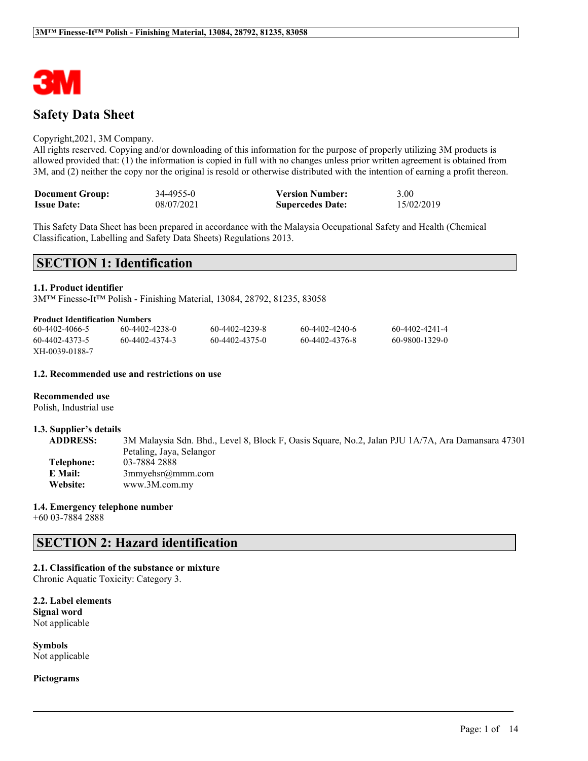# Safety Data Sheet

Copyright,2021, 3M Company.
All rights reserved. Copying and/or downloading of this information for the purpose of properly utilizing 3M products is allowed provided that: (1) the information is copied in full with no changes unless prior written agreement is obtained from 3M, and (2) neither the copy nor the original is resold or otherwise distributed with the intention of earning a profit thereon.

| | | | |
|---|---|---|---|
| **Document Group:** | 34-4955-0 | **Version Number:** | 3.00 |
| **Issue Date:** | 08/07/2021 | **Supercedes Date:** | 15/02/2019 |

This Safety Data Sheet has been prepared in accordance with the Malaysia Occupational Safety and Health (Chemical Classification, Labelling and Safety Data Sheets) Regulations 2013.

## SECTION 1: Identification

### 1.1. Product identifier

3M™ Finesse-It™ Polish - Finishing Material, 13084, 28792, 81235, 83058

**Product Identification Numbers**

| | | | | |
|---|---|---|---|---|
| 60-4402-4066-5 | 60-4402-4238-0 | 60-4402-4239-8 | 60-4402-4240-6 | 60-4402-4241-4 |
| 60-4402-4373-5 | 60-4402-4374-3 | 60-4402-4375-0 | 60-4402-4376-8 | 60-9800-1329-0 |
| XH-0039-0188-7 | | | | |

### 1.2. Recommended use and restrictions on use

**Recommended use**
Polish, Industrial use

### 1.3. Supplier's details

**ADDRESS:** 3M Malaysia Sdn. Bhd., Level 8, Block F, Oasis Square, No.2, Jalan PJU 1A/7A, Ara Damansara 47301 Petaling, Jaya, Selangor
**Telephone:** 03-7884 2888
**E Mail:** 3mmyehsr@mmm.com
**Website:** www.3M.com.my

### 1.4. Emergency telephone number

+60 03-7884 2888

## SECTION 2: Hazard identification

### 2.1. Classification of the substance or mixture

Chronic Aquatic Toxicity: Category 3.

### 2.2. Label elements

**Signal word**
Not applicable

**Symbols**
Not applicable

**Pictograms**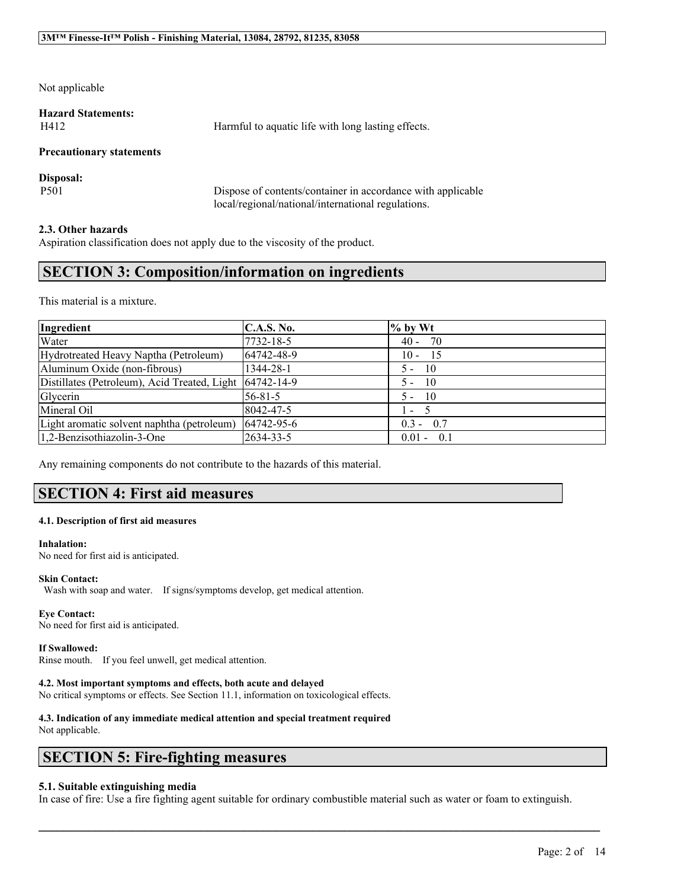Not applicable

**Hazard Statements:**

| | |
|---|---|
| H412 | Harmful to aquatic life with long lasting effects. |

**Precautionary statements**

**Disposal:**

| | |
|---|---|
| P501 | Dispose of contents/container in accordance with applicable local/regional/national/international regulations. |

**2.3. Other hazards**

Aspiration classification does not apply due to the viscosity of the product.

## SECTION 3: Composition/information on ingredients

This material is a mixture.

| Ingredient | C.A.S. No. | % by Wt |
|---|---|---|
| Water | 7732-18-5 | 40 - 70 |
| Hydrotreated Heavy Naptha (Petroleum) | 64742-48-9 | 10 - 15 |
| Aluminum Oxide (non-fibrous) | 1344-28-1 | 5 - 10 |
| Distillates (Petroleum), Acid Treated, Light | 64742-14-9 | 5 - 10 |
| Glycerin | 56-81-5 | 5 - 10 |
| Mineral Oil | 8042-47-5 | 1 - 5 |
| Light aromatic solvent naphtha (petroleum) | 64742-95-6 | 0.3 - 0.7 |
| 1,2-Benzisothiazolin-3-One | 2634-33-5 | 0.01 - 0.1 |

Any remaining components do not contribute to the hazards of this material.

## SECTION 4: First aid measures

**4.1. Description of first aid measures**

**Inhalation:**

No need for first aid is anticipated.

**Skin Contact:**

Wash with soap and water. If signs/symptoms develop, get medical attention.

**Eye Contact:**

No need for first aid is anticipated.

**If Swallowed:**

Rinse mouth. If you feel unwell, get medical attention.

**4.2. Most important symptoms and effects, both acute and delayed**

No critical symptoms or effects. See Section 11.1, information on toxicological effects.

**4.3. Indication of any immediate medical attention and special treatment required**

Not applicable.

## SECTION 5: Fire-fighting measures

**5.1. Suitable extinguishing media**

In case of fire: Use a fire fighting agent suitable for ordinary combustible material such as water or foam to extinguish.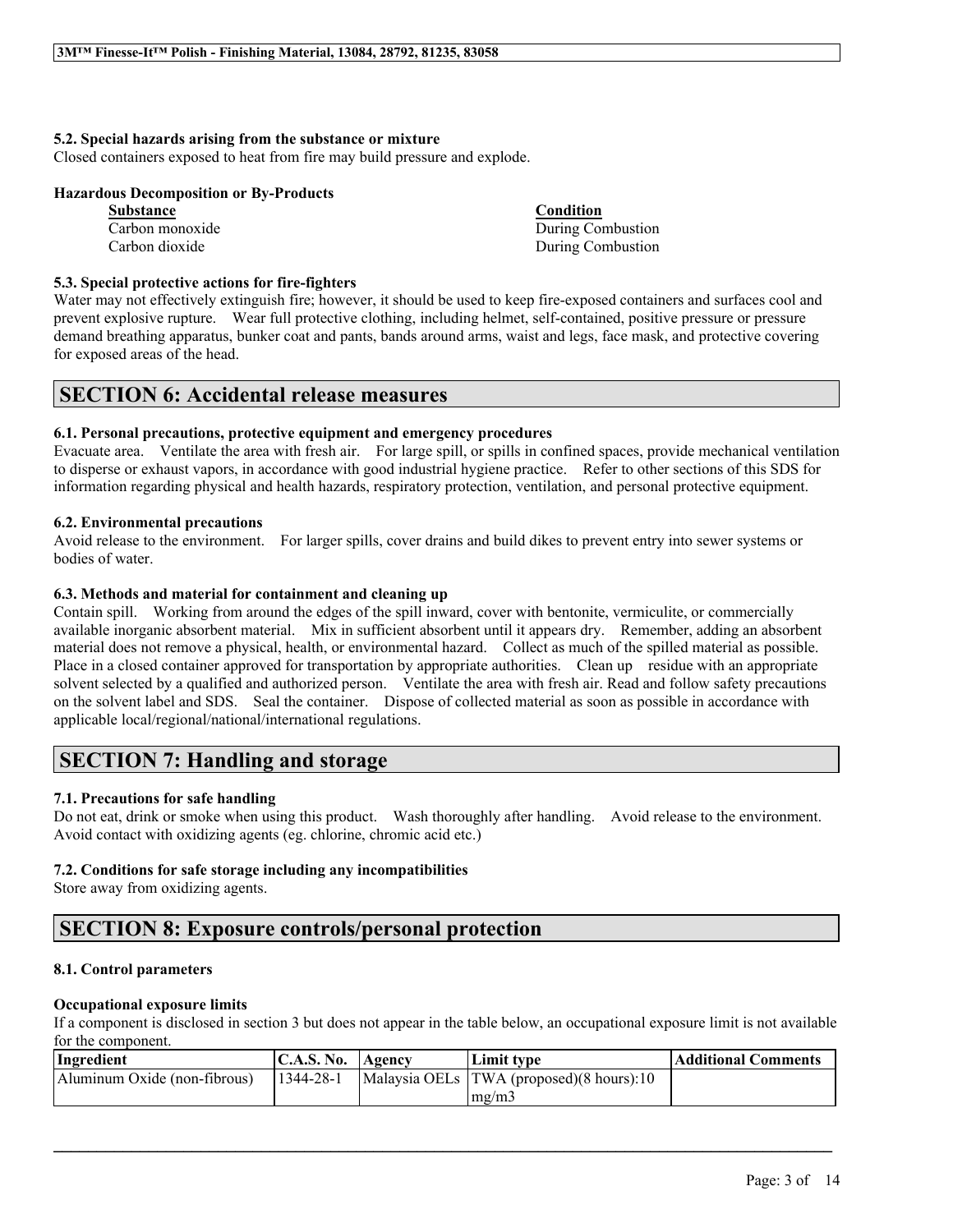#### 5.2. Special hazards arising from the substance or mixture
Closed containers exposed to heat from fire may build pressure and explode.

**Hazardous Decomposition or By-Products**

| Substance | Condition |
|---|---|
| Carbon monoxide | During Combustion |
| Carbon dioxide | During Combustion |

#### 5.3. Special protective actions for fire-fighters
Water may not effectively extinguish fire; however, it should be used to keep fire-exposed containers and surfaces cool and prevent explosive rupture. Wear full protective clothing, including helmet, self-contained, positive pressure or pressure demand breathing apparatus, bunker coat and pants, bands around arms, waist and legs, face mask, and protective covering for exposed areas of the head.

## SECTION 6: Accidental release measures

#### 6.1. Personal precautions, protective equipment and emergency procedures
Evacuate area. Ventilate the area with fresh air. For large spill, or spills in confined spaces, provide mechanical ventilation to disperse or exhaust vapors, in accordance with good industrial hygiene practice. Refer to other sections of this SDS for information regarding physical and health hazards, respiratory protection, ventilation, and personal protective equipment.

#### 6.2. Environmental precautions
Avoid release to the environment. For larger spills, cover drains and build dikes to prevent entry into sewer systems or bodies of water.

#### 6.3. Methods and material for containment and cleaning up
Contain spill. Working from around the edges of the spill inward, cover with bentonite, vermiculite, or commercially available inorganic absorbent material. Mix in sufficient absorbent until it appears dry. Remember, adding an absorbent material does not remove a physical, health, or environmental hazard. Collect as much of the spilled material as possible. Place in a closed container approved for transportation by appropriate authorities. Clean up residue with an appropriate solvent selected by a qualified and authorized person. Ventilate the area with fresh air. Read and follow safety precautions on the solvent label and SDS. Seal the container. Dispose of collected material as soon as possible in accordance with applicable local/regional/national/international regulations.

## SECTION 7: Handling and storage

#### 7.1. Precautions for safe handling
Do not eat, drink or smoke when using this product. Wash thoroughly after handling. Avoid release to the environment. Avoid contact with oxidizing agents (eg. chlorine, chromic acid etc.)

#### 7.2. Conditions for safe storage including any incompatibilities
Store away from oxidizing agents.

## SECTION 8: Exposure controls/personal protection

#### 8.1. Control parameters

**Occupational exposure limits**

If a component is disclosed in section 3 but does not appear in the table below, an occupational exposure limit is not available for the component.

| Ingredient | C.A.S. No. | Agency | Limit type | Additional Comments |
|---|---|---|---|---|
| Aluminum Oxide (non-fibrous) | 1344-28-1 | Malaysia OELs | TWA (proposed)(8 hours):10 mg/m3 | |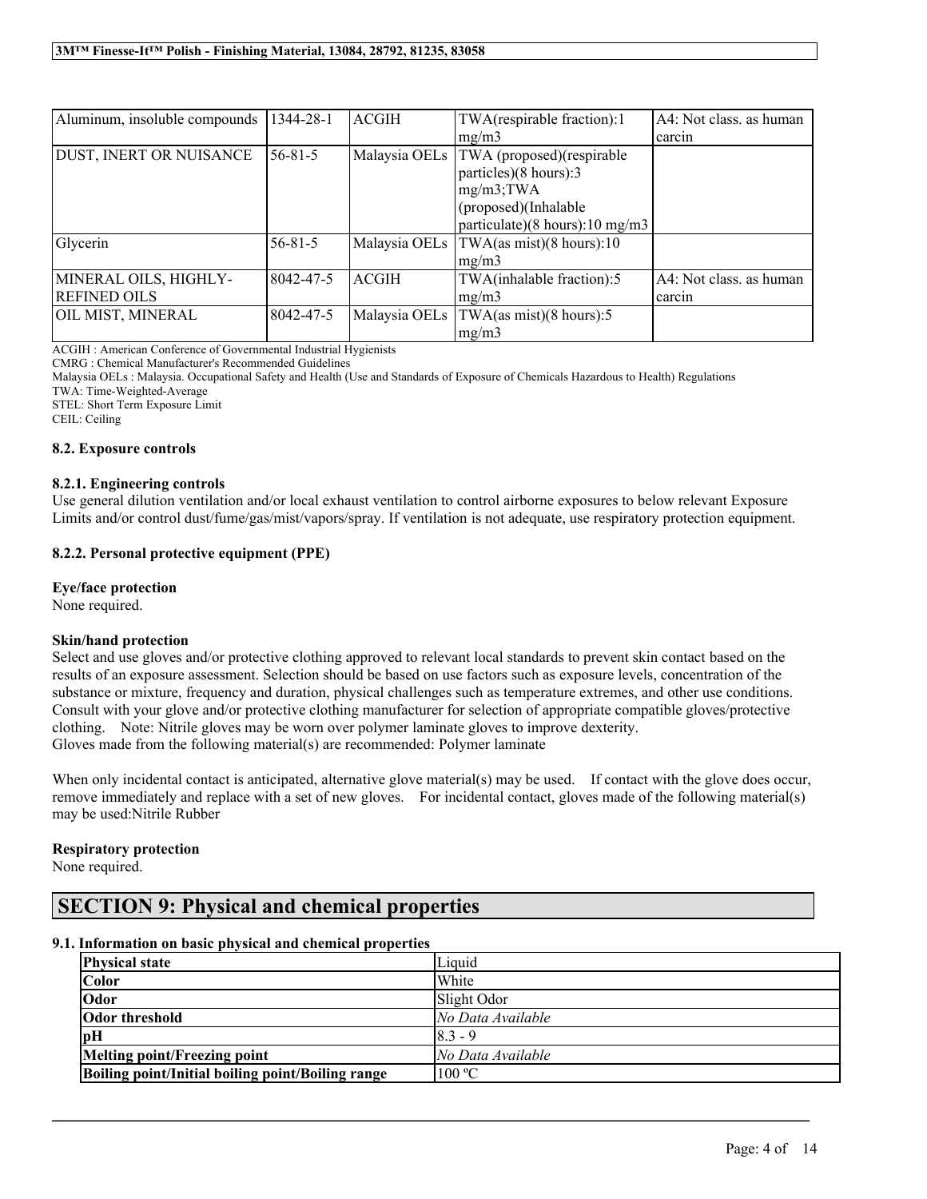| Aluminum, insoluble compounds | 1344-28-1 | ACGIH | TWA(respirable fraction):1 mg/m3 | A4: Not class. as human carcin |
|---|---|---|---|---|
| DUST, INERT OR NUISANCE | 56-81-5 | Malaysia OELs | TWA (proposed)(respirable particles)(8 hours):3 mg/m3;TWA (proposed)(Inhalable particulate)(8 hours):10 mg/m3 | |
| Glycerin | 56-81-5 | Malaysia OELs | TWA(as mist)(8 hours):10 mg/m3 | |
| MINERAL OILS, HIGHLY-REFINED OILS | 8042-47-5 | ACGIH | TWA(inhalable fraction):5 mg/m3 | A4: Not class. as human carcin |
| OIL MIST, MINERAL | 8042-47-5 | Malaysia OELs | TWA(as mist)(8 hours):5 mg/m3 | |

ACGIH : American Conference of Governmental Industrial Hygienists
CMRG : Chemical Manufacturer's Recommended Guidelines
Malaysia OELs : Malaysia. Occupational Safety and Health (Use and Standards of Exposure of Chemicals Hazardous to Health) Regulations
TWA: Time-Weighted-Average
STEL: Short Term Exposure Limit
CEIL: Ceiling

### 8.2. Exposure controls

#### 8.2.1. Engineering controls

Use general dilution ventilation and/or local exhaust ventilation to control airborne exposures to below relevant Exposure Limits and/or control dust/fume/gas/mist/vapors/spray. If ventilation is not adequate, use respiratory protection equipment.

#### 8.2.2. Personal protective equipment (PPE)

**Eye/face protection**
None required.

**Skin/hand protection**
Select and use gloves and/or protective clothing approved to relevant local standards to prevent skin contact based on the results of an exposure assessment. Selection should be based on use factors such as exposure levels, concentration of the substance or mixture, frequency and duration, physical challenges such as temperature extremes, and other use conditions. Consult with your glove and/or protective clothing manufacturer for selection of appropriate compatible gloves/protective clothing. Note: Nitrile gloves may be worn over polymer laminate gloves to improve dexterity.
Gloves made from the following material(s) are recommended: Polymer laminate

When only incidental contact is anticipated, alternative glove material(s) may be used. If contact with the glove does occur, remove immediately and replace with a set of new gloves. For incidental contact, gloves made of the following material(s) may be used:Nitrile Rubber

**Respiratory protection**
None required.

## SECTION 9: Physical and chemical properties

### 9.1. Information on basic physical and chemical properties

| Physical state | Liquid |
|---|---|
| Color | White |
| Odor | Slight Odor |
| Odor threshold | *No Data Available* |
| pH | 8.3 - 9 |
| Melting point/Freezing point | *No Data Available* |
| Boiling point/Initial boiling point/Boiling range | 100 ºC |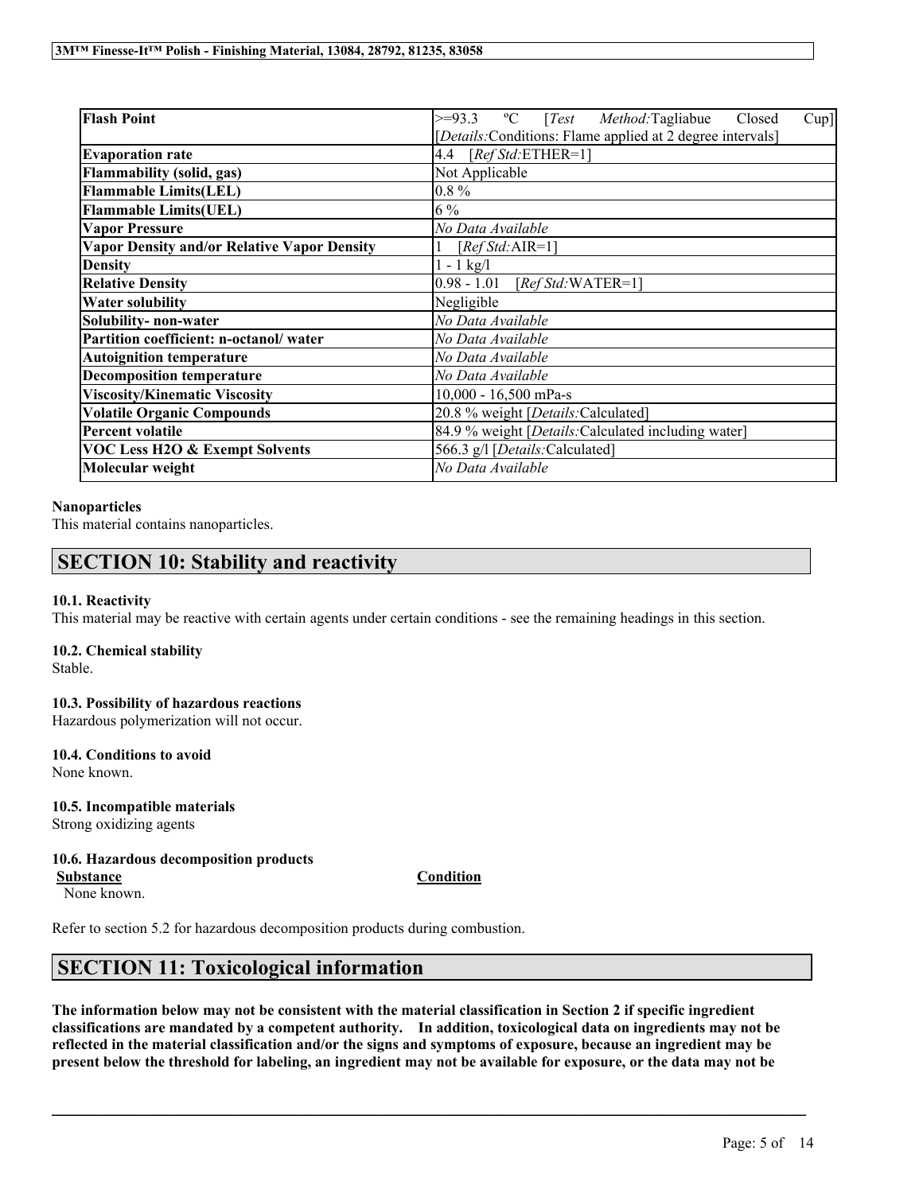| | |
|---|---|
| **Flash Point** | >=93.3 ºC [*Test Method:*Tagliabue Closed Cup] [*Details:*Conditions: Flame applied at 2 degree intervals] |
| **Evaporation rate** | 4.4 [*Ref Std:*ETHER=1] |
| **Flammability (solid, gas)** | Not Applicable |
| **Flammable Limits(LEL)** | 0.8 % |
| **Flammable Limits(UEL)** | 6 % |
| **Vapor Pressure** | *No Data Available* |
| **Vapor Density and/or Relative Vapor Density** | 1 [*Ref Std:*AIR=1] |
| **Density** | 1 - 1 kg/l |
| **Relative Density** | 0.98 - 1.01 [*Ref Std:*WATER=1] |
| **Water solubility** | Negligible |
| **Solubility- non-water** | *No Data Available* |
| **Partition coefficient: n-octanol/ water** | *No Data Available* |
| **Autoignition temperature** | *No Data Available* |
| **Decomposition temperature** | *No Data Available* |
| **Viscosity/Kinematic Viscosity** | 10,000 - 16,500 mPa-s |
| **Volatile Organic Compounds** | 20.8 % weight [*Details:*Calculated] |
| **Percent volatile** | 84.9 % weight [*Details:*Calculated including water] |
| **VOC Less H2O & Exempt Solvents** | 566.3 g/l [*Details:*Calculated] |
| **Molecular weight** | *No Data Available* |

**Nanoparticles**
This material contains nanoparticles.

## SECTION 10: Stability and reactivity

**10.1. Reactivity**
This material may be reactive with certain agents under certain conditions - see the remaining headings in this section.

**10.2. Chemical stability**
Stable.

**10.3. Possibility of hazardous reactions**
Hazardous polymerization will not occur.

**10.4. Conditions to avoid**
None known.

**10.5. Incompatible materials**
Strong oxidizing agents

**10.6. Hazardous decomposition products**

| Substance | Condition |
|---|---|
| None known. | |

Refer to section 5.2 for hazardous decomposition products during combustion.

## SECTION 11: Toxicological information

**The information below may not be consistent with the material classification in Section 2 if specific ingredient classifications are mandated by a competent authority. In addition, toxicological data on ingredients may not be reflected in the material classification and/or the signs and symptoms of exposure, because an ingredient may be present below the threshold for labeling, an ingredient may not be available for exposure, or the data may not be**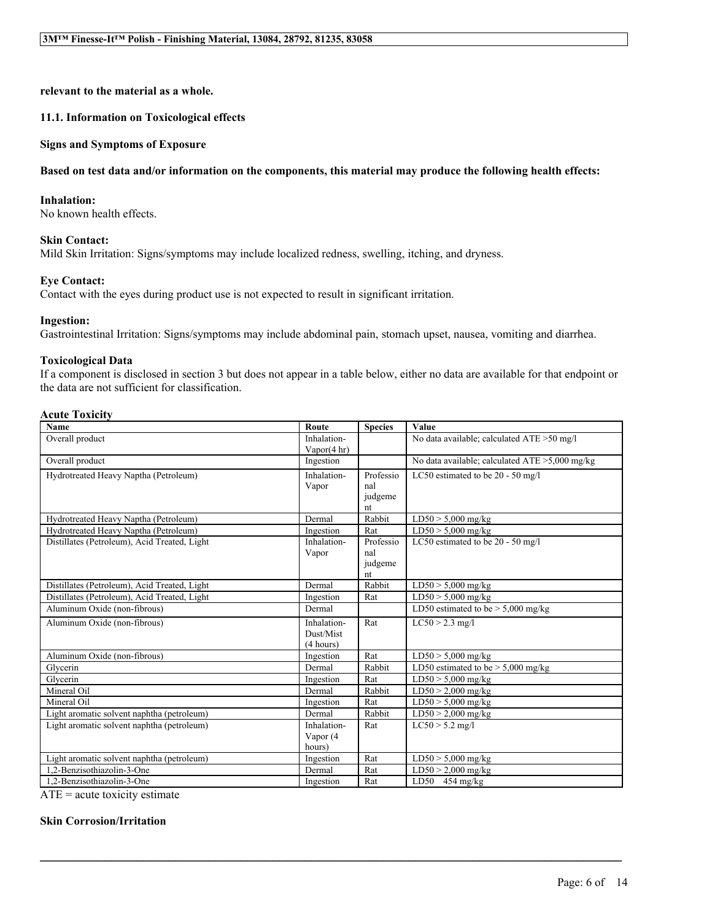**relevant to the material as a whole.**

**11.1. Information on Toxicological effects**

**Signs and Symptoms of Exposure**

**Based on test data and/or information on the components, this material may produce the following health effects:**

**Inhalation:**
No known health effects.

**Skin Contact:**
Mild Skin Irritation: Signs/symptoms may include localized redness, swelling, itching, and dryness.

**Eye Contact:**
Contact with the eyes during product use is not expected to result in significant irritation.

**Ingestion:**
Gastrointestinal Irritation: Signs/symptoms may include abdominal pain, stomach upset, nausea, vomiting and diarrhea.

**Toxicological Data**
If a component is disclosed in section 3 but does not appear in a table below, either no data are available for that endpoint or the data are not sufficient for classification.

**Acute Toxicity**

| Name | Route | Species | Value |
|---|---|---|---|
| Overall product | Inhalation-Vapor(4 hr) | | No data available; calculated ATE >50 mg/l |
| Overall product | Ingestion | | No data available; calculated ATE >5,000 mg/kg |
| Hydrotreated Heavy Naptha (Petroleum) | Inhalation-Vapor | Professional judgement | LC50 estimated to be 20 - 50 mg/l |
| Hydrotreated Heavy Naptha (Petroleum) | Dermal | Rabbit | LD50 > 5,000 mg/kg |
| Hydrotreated Heavy Naptha (Petroleum) | Ingestion | Rat | LD50 > 5,000 mg/kg |
| Distillates (Petroleum), Acid Treated, Light | Inhalation-Vapor | Professional judgement | LC50 estimated to be 20 - 50 mg/l |
| Distillates (Petroleum), Acid Treated, Light | Dermal | Rabbit | LD50 > 5,000 mg/kg |
| Distillates (Petroleum), Acid Treated, Light | Ingestion | Rat | LD50 > 5,000 mg/kg |
| Aluminum Oxide (non-fibrous) | Dermal | | LD50 estimated to be > 5,000 mg/kg |
| Aluminum Oxide (non-fibrous) | Inhalation-Dust/Mist (4 hours) | Rat | LC50 > 2.3 mg/l |
| Aluminum Oxide (non-fibrous) | Ingestion | Rat | LD50 > 5,000 mg/kg |
| Glycerin | Dermal | Rabbit | LD50 estimated to be > 5,000 mg/kg |
| Glycerin | Ingestion | Rat | LD50 > 5,000 mg/kg |
| Mineral Oil | Dermal | Rabbit | LD50 > 2,000 mg/kg |
| Mineral Oil | Ingestion | Rat | LD50 > 5,000 mg/kg |
| Light aromatic solvent naphtha (petroleum) | Dermal | Rabbit | LD50 > 2,000 mg/kg |
| Light aromatic solvent naphtha (petroleum) | Inhalation-Vapor (4 hours) | Rat | LC50 > 5.2 mg/l |
| Light aromatic solvent naphtha (petroleum) | Ingestion | Rat | LD50 > 5,000 mg/kg |
| 1,2-Benzisothiazolin-3-One | Dermal | Rat | LD50 > 2,000 mg/kg |
| 1,2-Benzisothiazolin-3-One | Ingestion | Rat | LD50 454 mg/kg |

ATE = acute toxicity estimate

**Skin Corrosion/Irritation**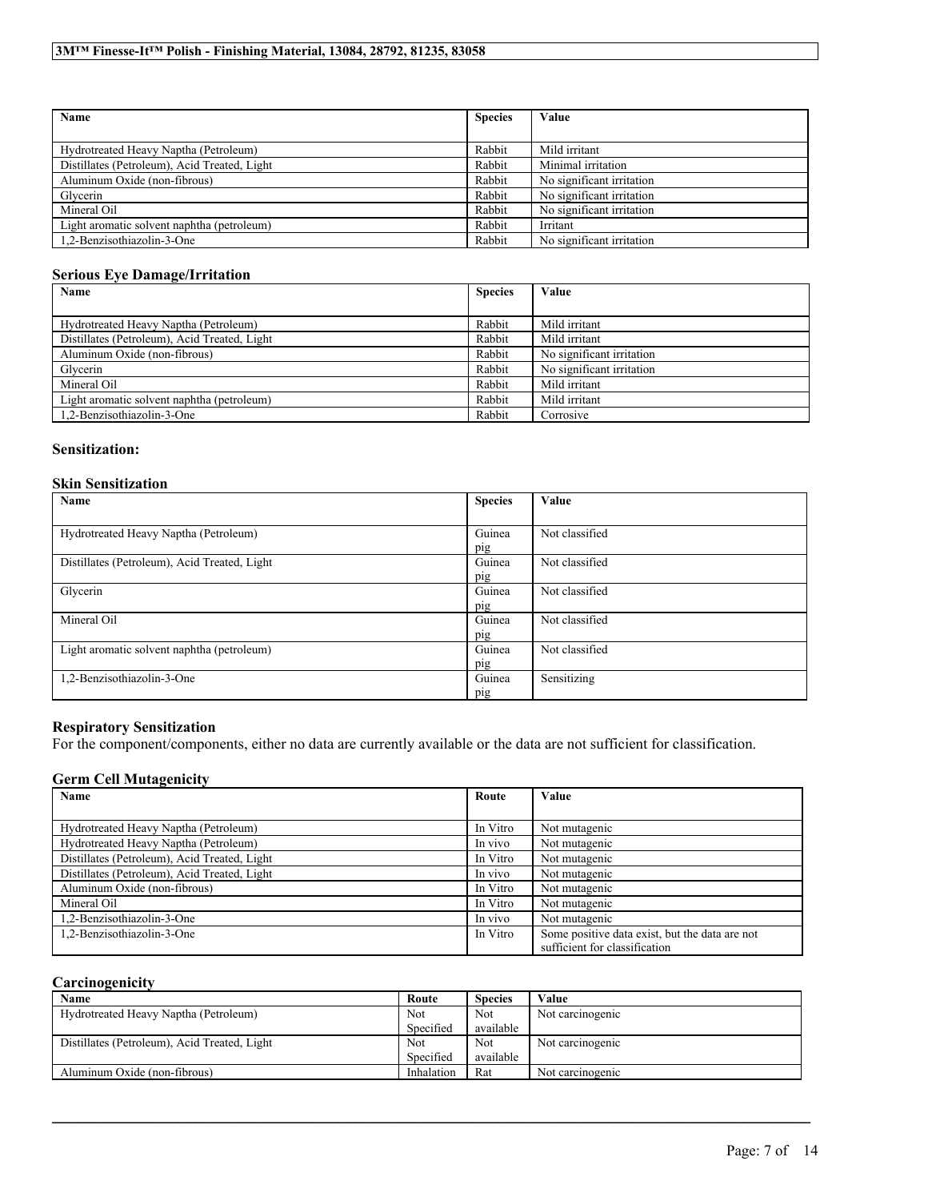| Name | Species | Value |
|---|---|---|
| Hydrotreated Heavy Naptha (Petroleum) | Rabbit | Mild irritant |
| Distillates (Petroleum), Acid Treated, Light | Rabbit | Minimal irritation |
| Aluminum Oxide (non-fibrous) | Rabbit | No significant irritation |
| Glycerin | Rabbit | No significant irritation |
| Mineral Oil | Rabbit | No significant irritation |
| Light aromatic solvent naphtha (petroleum) | Rabbit | Irritant |
| 1,2-Benzisothiazolin-3-One | Rabbit | No significant irritation |

### Serious Eye Damage/Irritation

| Name | Species | Value |
|---|---|---|
| Hydrotreated Heavy Naptha (Petroleum) | Rabbit | Mild irritant |
| Distillates (Petroleum), Acid Treated, Light | Rabbit | Mild irritant |
| Aluminum Oxide (non-fibrous) | Rabbit | No significant irritation |
| Glycerin | Rabbit | No significant irritation |
| Mineral Oil | Rabbit | Mild irritant |
| Light aromatic solvent naphtha (petroleum) | Rabbit | Mild irritant |
| 1,2-Benzisothiazolin-3-One | Rabbit | Corrosive |

### Sensitization:

### Skin Sensitization

| Name | Species | Value |
|---|---|---|
| Hydrotreated Heavy Naptha (Petroleum) | Guinea pig | Not classified |
| Distillates (Petroleum), Acid Treated, Light | Guinea pig | Not classified |
| Glycerin | Guinea pig | Not classified |
| Mineral Oil | Guinea pig | Not classified |
| Light aromatic solvent naphtha (petroleum) | Guinea pig | Not classified |
| 1,2-Benzisothiazolin-3-One | Guinea pig | Sensitizing |

### Respiratory Sensitization

For the component/components, either no data are currently available or the data are not sufficient for classification.

### Germ Cell Mutagenicity

| Name | Route | Value |
|---|---|---|
| Hydrotreated Heavy Naptha (Petroleum) | In Vitro | Not mutagenic |
| Hydrotreated Heavy Naptha (Petroleum) | In vivo | Not mutagenic |
| Distillates (Petroleum), Acid Treated, Light | In Vitro | Not mutagenic |
| Distillates (Petroleum), Acid Treated, Light | In vivo | Not mutagenic |
| Aluminum Oxide (non-fibrous) | In Vitro | Not mutagenic |
| Mineral Oil | In Vitro | Not mutagenic |
| 1,2-Benzisothiazolin-3-One | In vivo | Not mutagenic |
| 1,2-Benzisothiazolin-3-One | In Vitro | Some positive data exist, but the data are not sufficient for classification |

### Carcinogenicity

| Name | Route | Species | Value |
|---|---|---|---|
| Hydrotreated Heavy Naptha (Petroleum) | Not Specified | Not available | Not carcinogenic |
| Distillates (Petroleum), Acid Treated, Light | Not Specified | Not available | Not carcinogenic |
| Aluminum Oxide (non-fibrous) | Inhalation | Rat | Not carcinogenic |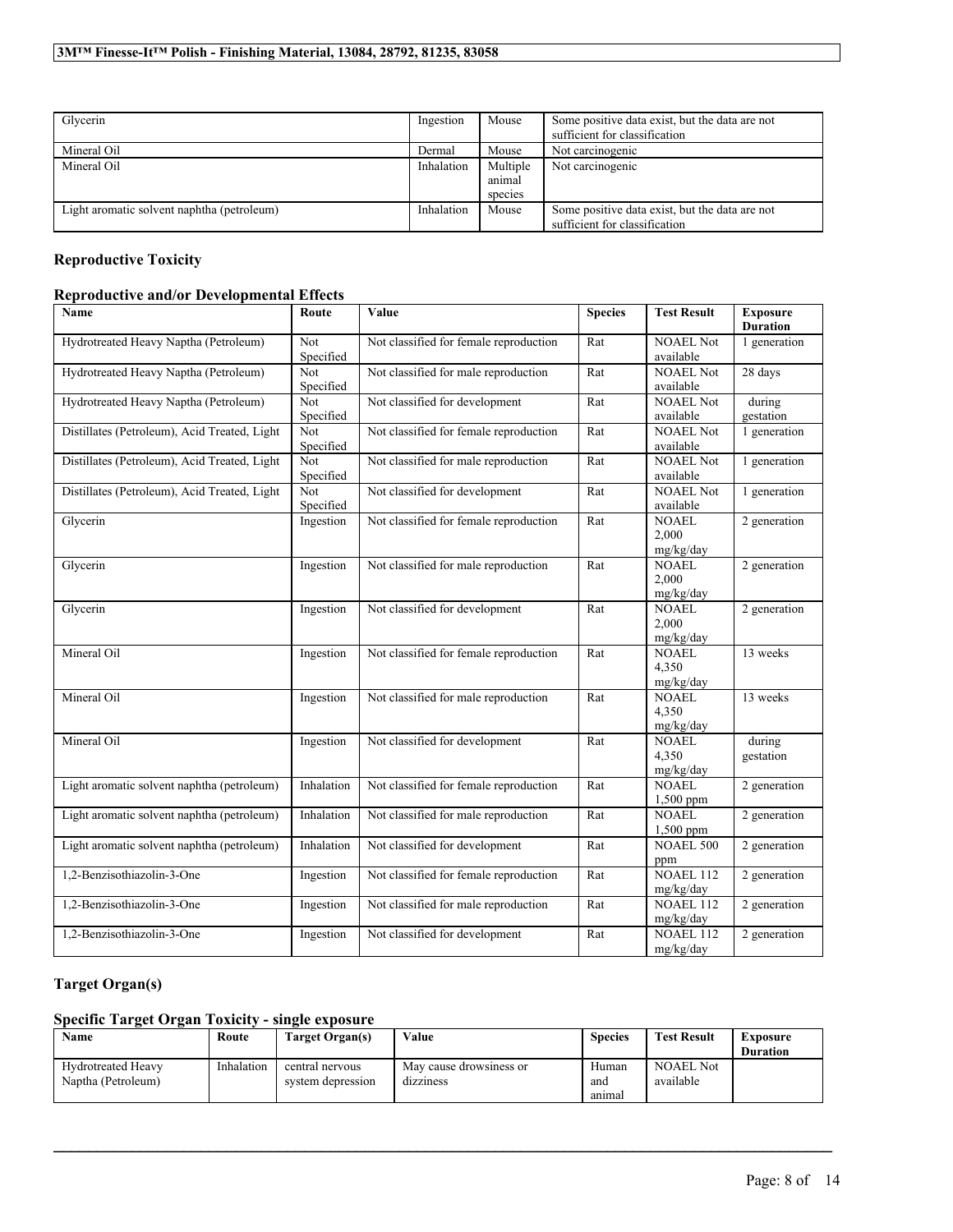| Glycerin | Ingestion | Mouse | Some positive data exist, but the data are not sufficient for classification |
|---|---|---|---|
| Mineral Oil | Dermal | Mouse | Not carcinogenic |
| Mineral Oil | Inhalation | Multiple animal species | Not carcinogenic |
| Light aromatic solvent naphtha (petroleum) | Inhalation | Mouse | Some positive data exist, but the data are not sufficient for classification |

## Reproductive Toxicity

### Reproductive and/or Developmental Effects

| Name | Route | Value | Species | Test Result | Exposure Duration |
|---|---|---|---|---|---|
| Hydrotreated Heavy Naptha (Petroleum) | Not Specified | Not classified for female reproduction | Rat | NOAEL Not available | 1 generation |
| Hydrotreated Heavy Naptha (Petroleum) | Not Specified | Not classified for male reproduction | Rat | NOAEL Not available | 28 days |
| Hydrotreated Heavy Naptha (Petroleum) | Not Specified | Not classified for development | Rat | NOAEL Not available | during gestation |
| Distillates (Petroleum), Acid Treated, Light | Not Specified | Not classified for female reproduction | Rat | NOAEL Not available | 1 generation |
| Distillates (Petroleum), Acid Treated, Light | Not Specified | Not classified for male reproduction | Rat | NOAEL Not available | 1 generation |
| Distillates (Petroleum), Acid Treated, Light | Not Specified | Not classified for development | Rat | NOAEL Not available | 1 generation |
| Glycerin | Ingestion | Not classified for female reproduction | Rat | NOAEL 2,000 mg/kg/day | 2 generation |
| Glycerin | Ingestion | Not classified for male reproduction | Rat | NOAEL 2,000 mg/kg/day | 2 generation |
| Glycerin | Ingestion | Not classified for development | Rat | NOAEL 2,000 mg/kg/day | 2 generation |
| Mineral Oil | Ingestion | Not classified for female reproduction | Rat | NOAEL 4,350 mg/kg/day | 13 weeks |
| Mineral Oil | Ingestion | Not classified for male reproduction | Rat | NOAEL 4,350 mg/kg/day | 13 weeks |
| Mineral Oil | Ingestion | Not classified for development | Rat | NOAEL 4,350 mg/kg/day | during gestation |
| Light aromatic solvent naphtha (petroleum) | Inhalation | Not classified for female reproduction | Rat | NOAEL 1,500 ppm | 2 generation |
| Light aromatic solvent naphtha (petroleum) | Inhalation | Not classified for male reproduction | Rat | NOAEL 1,500 ppm | 2 generation |
| Light aromatic solvent naphtha (petroleum) | Inhalation | Not classified for development | Rat | NOAEL 500 ppm | 2 generation |
| 1,2-Benzisothiazolin-3-One | Ingestion | Not classified for female reproduction | Rat | NOAEL 112 mg/kg/day | 2 generation |
| 1,2-Benzisothiazolin-3-One | Ingestion | Not classified for male reproduction | Rat | NOAEL 112 mg/kg/day | 2 generation |
| 1,2-Benzisothiazolin-3-One | Ingestion | Not classified for development | Rat | NOAEL 112 mg/kg/day | 2 generation |

## Target Organ(s)

### Specific Target Organ Toxicity - single exposure

| Name | Route | Target Organ(s) | Value | Species | Test Result | Exposure Duration |
|---|---|---|---|---|---|---|
| Hydrotreated Heavy Naptha (Petroleum) | Inhalation | central nervous system depression | May cause drowsiness or dizziness | Human and animal | NOAEL Not available | |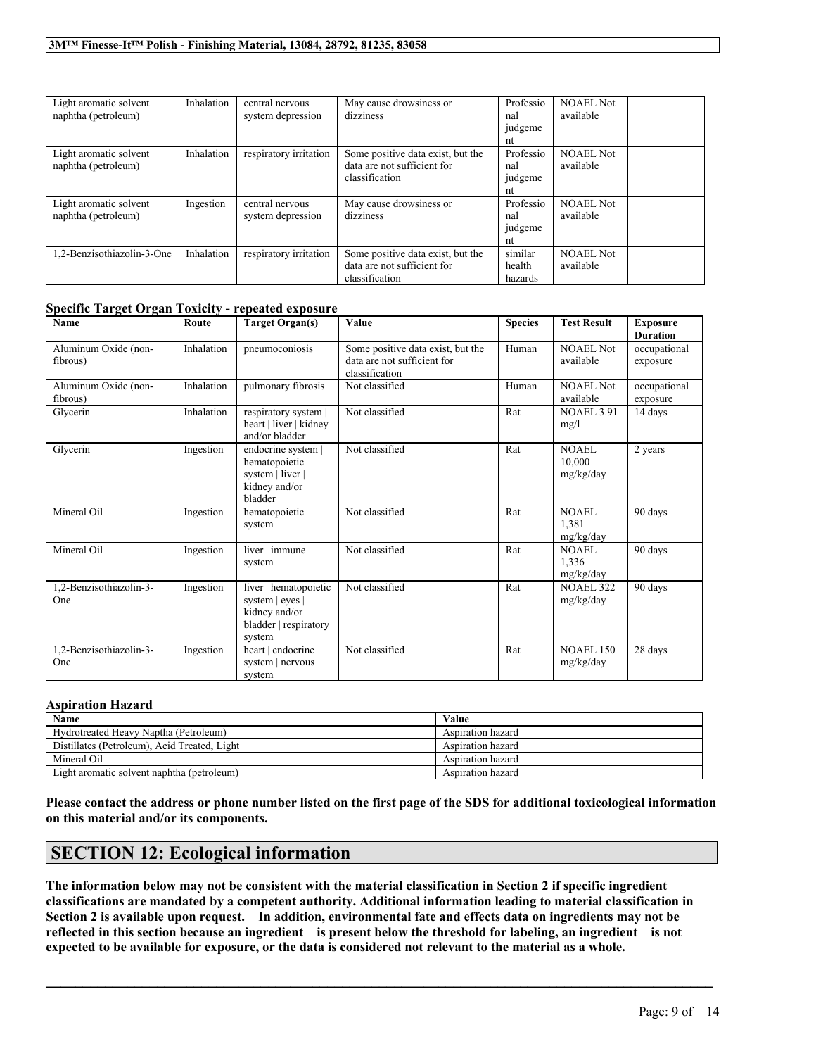| Light aromatic solvent naphtha (petroleum) | Inhalation | central nervous system depression | May cause drowsiness or dizziness | Professional judgement | NOAEL Not available | |
|---|---|---|---|---|---|---|
| Light aromatic solvent naphtha (petroleum) | Inhalation | respiratory irritation | Some positive data exist, but the data are not sufficient for classification | Professional judgement | NOAEL Not available | |
| Light aromatic solvent naphtha (petroleum) | Ingestion | central nervous system depression | May cause drowsiness or dizziness | Professional judgement | NOAEL Not available | |
| 1,2-Benzisothiazolin-3-One | Inhalation | respiratory irritation | Some positive data exist, but the data are not sufficient for classification | similar health hazards | NOAEL Not available | |

**Specific Target Organ Toxicity - repeated exposure**

| Name | Route | Target Organ(s) | Value | Species | Test Result | Exposure Duration |
|---|---|---|---|---|---|---|
| Aluminum Oxide (non-fibrous) | Inhalation | pneumoconiosis | Some positive data exist, but the data are not sufficient for classification | Human | NOAEL Not available | occupational exposure |
| Aluminum Oxide (non-fibrous) | Inhalation | pulmonary fibrosis | Not classified | Human | NOAEL Not available | occupational exposure |
| Glycerin | Inhalation | respiratory system \| heart \| liver \| kidney and/or bladder | Not classified | Rat | NOAEL 3.91 mg/l | 14 days |
| Glycerin | Ingestion | endocrine system \| hematopoietic system \| liver \| kidney and/or bladder | Not classified | Rat | NOAEL 10,000 mg/kg/day | 2 years |
| Mineral Oil | Ingestion | hematopoietic system | Not classified | Rat | NOAEL 1,381 mg/kg/day | 90 days |
| Mineral Oil | Ingestion | liver \| immune system | Not classified | Rat | NOAEL 1,336 mg/kg/day | 90 days |
| 1,2-Benzisothiazolin-3-One | Ingestion | liver \| hematopoietic system \| eyes \| kidney and/or bladder \| respiratory system | Not classified | Rat | NOAEL 322 mg/kg/day | 90 days |
| 1,2-Benzisothiazolin-3-One | Ingestion | heart \| endocrine system \| nervous system | Not classified | Rat | NOAEL 150 mg/kg/day | 28 days |

**Aspiration Hazard**

| Name | Value |
|---|---|
| Hydrotreated Heavy Naptha (Petroleum) | Aspiration hazard |
| Distillates (Petroleum), Acid Treated, Light | Aspiration hazard |
| Mineral Oil | Aspiration hazard |
| Light aromatic solvent naphtha (petroleum) | Aspiration hazard |

**Please contact the address or phone number listed on the first page of the SDS for additional toxicological information on this material and/or its components.**

## SECTION 12: Ecological information

**The information below may not be consistent with the material classification in Section 2 if specific ingredient classifications are mandated by a competent authority. Additional information leading to material classification in Section 2 is available upon request. In addition, environmental fate and effects data on ingredients may not be reflected in this section because an ingredient is present below the threshold for labeling, an ingredient is not expected to be available for exposure, or the data is considered not relevant to the material as a whole.**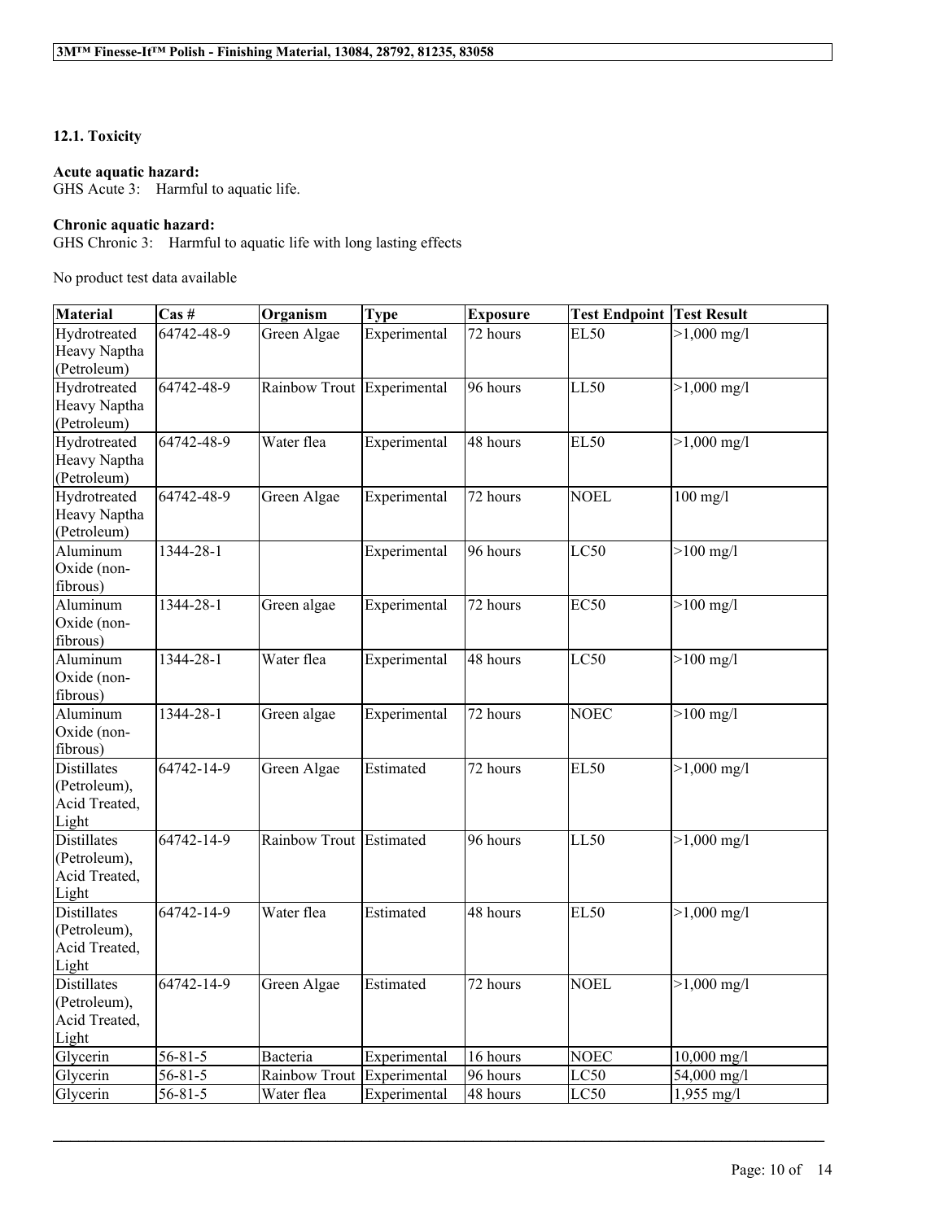### 12.1. Toxicity

**Acute aquatic hazard:**
GHS Acute 3: Harmful to aquatic life.

**Chronic aquatic hazard:**
GHS Chronic 3: Harmful to aquatic life with long lasting effects

No product test data available

| Material | Cas # | Organism | Type | Exposure | Test Endpoint | Test Result |
|---|---|---|---|---|---|---|
| Hydrotreated Heavy Naptha (Petroleum) | 64742-48-9 | Green Algae | Experimental | 72 hours | EL50 | >1,000 mg/l |
| Hydrotreated Heavy Naptha (Petroleum) | 64742-48-9 | Rainbow Trout | Experimental | 96 hours | LL50 | >1,000 mg/l |
| Hydrotreated Heavy Naptha (Petroleum) | 64742-48-9 | Water flea | Experimental | 48 hours | EL50 | >1,000 mg/l |
| Hydrotreated Heavy Naptha (Petroleum) | 64742-48-9 | Green Algae | Experimental | 72 hours | NOEL | 100 mg/l |
| Aluminum Oxide (non-fibrous) | 1344-28-1 | | Experimental | 96 hours | LC50 | >100 mg/l |
| Aluminum Oxide (non-fibrous) | 1344-28-1 | Green algae | Experimental | 72 hours | EC50 | >100 mg/l |
| Aluminum Oxide (non-fibrous) | 1344-28-1 | Water flea | Experimental | 48 hours | LC50 | >100 mg/l |
| Aluminum Oxide (non-fibrous) | 1344-28-1 | Green algae | Experimental | 72 hours | NOEC | >100 mg/l |
| Distillates (Petroleum), Acid Treated, Light | 64742-14-9 | Green Algae | Estimated | 72 hours | EL50 | >1,000 mg/l |
| Distillates (Petroleum), Acid Treated, Light | 64742-14-9 | Rainbow Trout | Estimated | 96 hours | LL50 | >1,000 mg/l |
| Distillates (Petroleum), Acid Treated, Light | 64742-14-9 | Water flea | Estimated | 48 hours | EL50 | >1,000 mg/l |
| Distillates (Petroleum), Acid Treated, Light | 64742-14-9 | Green Algae | Estimated | 72 hours | NOEL | >1,000 mg/l |
| Glycerin | 56-81-5 | Bacteria | Experimental | 16 hours | NOEC | 10,000 mg/l |
| Glycerin | 56-81-5 | Rainbow Trout | Experimental | 96 hours | LC50 | 54,000 mg/l |
| Glycerin | 56-81-5 | Water flea | Experimental | 48 hours | LC50 | 1,955 mg/l |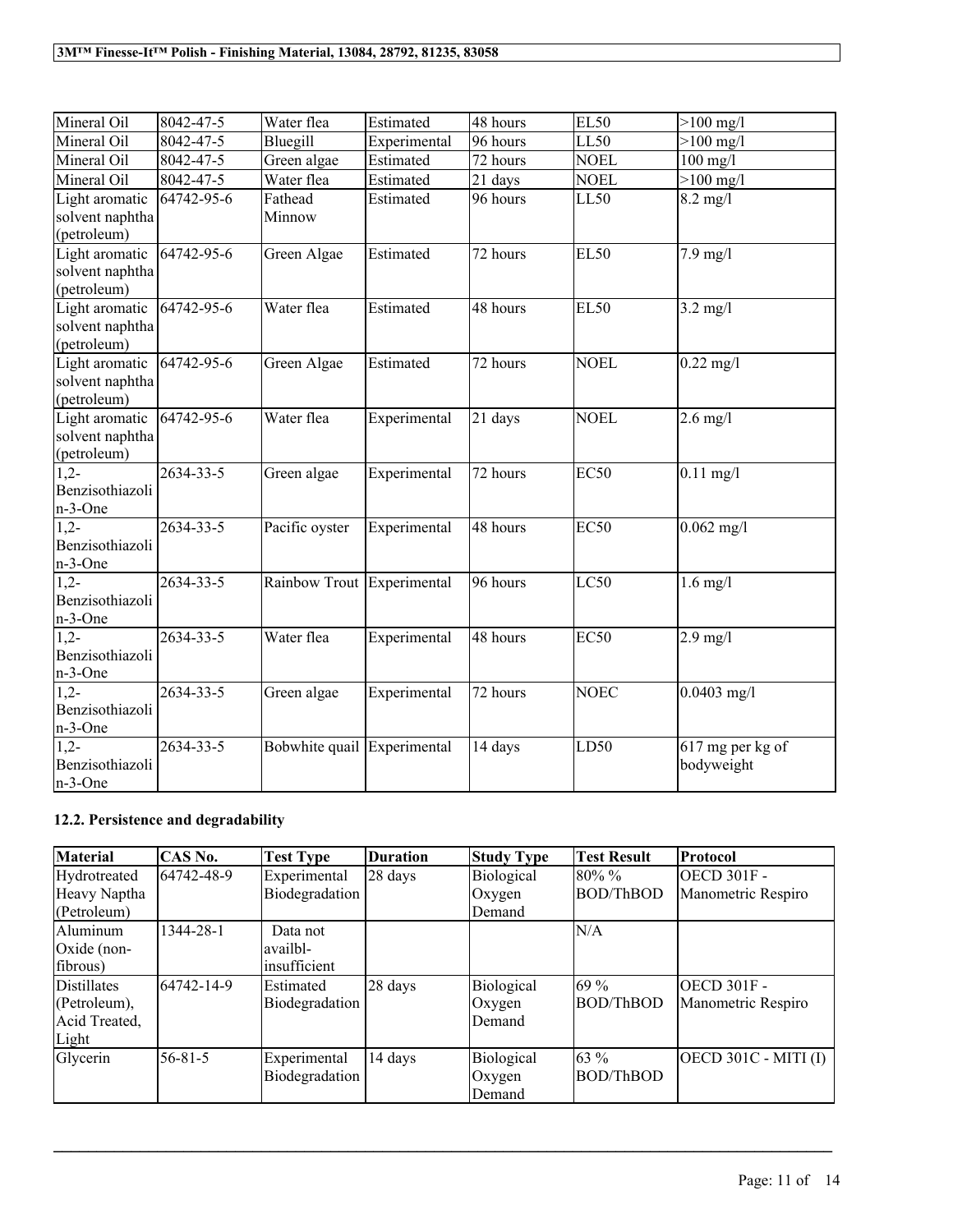| Mineral Oil | 8042-47-5 | Water flea | Estimated | 48 hours | EL50 | >100 mg/l |
|---|---|---|---|---|---|---|
| Mineral Oil | 8042-47-5 | Bluegill | Experimental | 96 hours | LL50 | >100 mg/l |
| Mineral Oil | 8042-47-5 | Green algae | Estimated | 72 hours | NOEL | 100 mg/l |
| Mineral Oil | 8042-47-5 | Water flea | Estimated | 21 days | NOEL | >100 mg/l |
| Light aromatic solvent naphtha (petroleum) | 64742-95-6 | Fathead Minnow | Estimated | 96 hours | LL50 | 8.2 mg/l |
| Light aromatic solvent naphtha (petroleum) | 64742-95-6 | Green Algae | Estimated | 72 hours | EL50 | 7.9 mg/l |
| Light aromatic solvent naphtha (petroleum) | 64742-95-6 | Water flea | Estimated | 48 hours | EL50 | 3.2 mg/l |
| Light aromatic solvent naphtha (petroleum) | 64742-95-6 | Green Algae | Estimated | 72 hours | NOEL | 0.22 mg/l |
| Light aromatic solvent naphtha (petroleum) | 64742-95-6 | Water flea | Experimental | 21 days | NOEL | 2.6 mg/l |
| 1,2-Benzisothiazolin-3-One | 2634-33-5 | Green algae | Experimental | 72 hours | EC50 | 0.11 mg/l |
| 1,2-Benzisothiazolin-3-One | 2634-33-5 | Pacific oyster | Experimental | 48 hours | EC50 | 0.062 mg/l |
| 1,2-Benzisothiazolin-3-One | 2634-33-5 | Rainbow Trout | Experimental | 96 hours | LC50 | 1.6 mg/l |
| 1,2-Benzisothiazolin-3-One | 2634-33-5 | Water flea | Experimental | 48 hours | EC50 | 2.9 mg/l |
| 1,2-Benzisothiazolin-3-One | 2634-33-5 | Green algae | Experimental | 72 hours | NOEC | 0.0403 mg/l |
| 1,2-Benzisothiazolin-3-One | 2634-33-5 | Bobwhite quail | Experimental | 14 days | LD50 | 617 mg per kg of bodyweight |

### 12.2. Persistence and degradability

| Material | CAS No. | Test Type | Duration | Study Type | Test Result | Protocol |
|---|---|---|---|---|---|---|
| Hydrotreated Heavy Naptha (Petroleum) | 64742-48-9 | Experimental Biodegradation | 28 days | Biological Oxygen Demand | 80% % BOD/ThBOD | OECD 301F - Manometric Respiro |
| Aluminum Oxide (non-fibrous) | 1344-28-1 | Data not availbl-insufficient | | | N/A | |
| Distillates (Petroleum), Acid Treated, Light | 64742-14-9 | Estimated Biodegradation | 28 days | Biological Oxygen Demand | 69 % BOD/ThBOD | OECD 301F - Manometric Respiro |
| Glycerin | 56-81-5 | Experimental Biodegradation | 14 days | Biological Oxygen Demand | 63 % BOD/ThBOD | OECD 301C - MITI (I) |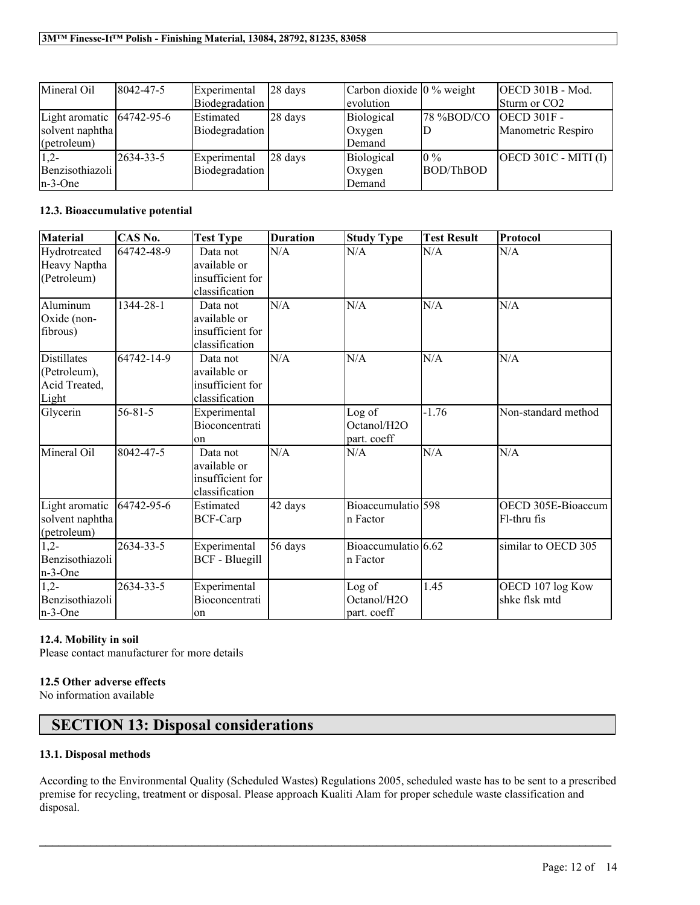| Mineral Oil | 8042-47-5 | Experimental Biodegradation | 28 days | Carbon dioxide evolution | 0 % weight | OECD 301B - Mod. Sturm or CO2 |
|---|---|---|---|---|---|---|
| Light aromatic solvent naphtha (petroleum) | 64742-95-6 | Estimated Biodegradation | 28 days | Biological Oxygen Demand | 78 %BOD/COD | OECD 301F - Manometric Respiro |
| 1,2-Benzisothiazolin-3-One | 2634-33-5 | Experimental Biodegradation | 28 days | Biological Oxygen Demand | 0 % BOD/ThBOD | OECD 301C - MITI (I) |

#### 12.3. Bioaccumulative potential

| Material | CAS No. | Test Type | Duration | Study Type | Test Result | Protocol |
|---|---|---|---|---|---|---|
| Hydrotreated Heavy Naptha (Petroleum) | 64742-48-9 | Data not available or insufficient for classification | N/A | N/A | N/A | N/A |
| Aluminum Oxide (non-fibrous) | 1344-28-1 | Data not available or insufficient for classification | N/A | N/A | N/A | N/A |
| Distillates (Petroleum), Acid Treated, Light | 64742-14-9 | Data not available or insufficient for classification | N/A | N/A | N/A | N/A |
| Glycerin | 56-81-5 | Experimental Bioconcentration | | Log of Octanol/H2O part. coeff | -1.76 | Non-standard method |
| Mineral Oil | 8042-47-5 | Data not available or insufficient for classification | N/A | N/A | N/A | N/A |
| Light aromatic solvent naphtha (petroleum) | 64742-95-6 | Estimated BCF-Carp | 42 days | Bioaccumulation Factor | 598 | OECD 305E-Bioaccum Fl-thru fis |
| 1,2-Benzisothiazolin-3-One | 2634-33-5 | Experimental BCF - Bluegill | 56 days | Bioaccumulation Factor | 6.62 | similar to OECD 305 |
| 1,2-Benzisothiazolin-3-One | 2634-33-5 | Experimental Bioconcentration | | Log of Octanol/H2O part. coeff | 1.45 | OECD 107 log Kow shke flsk mtd |

#### 12.4. Mobility in soil

Please contact manufacturer for more details

#### 12.5 Other adverse effects

No information available

## SECTION 13: Disposal considerations

#### 13.1. Disposal methods

According to the Environmental Quality (Scheduled Wastes) Regulations 2005, scheduled waste has to be sent to a prescribed premise for recycling, treatment or disposal. Please approach Kualiti Alam for proper schedule waste classification and disposal.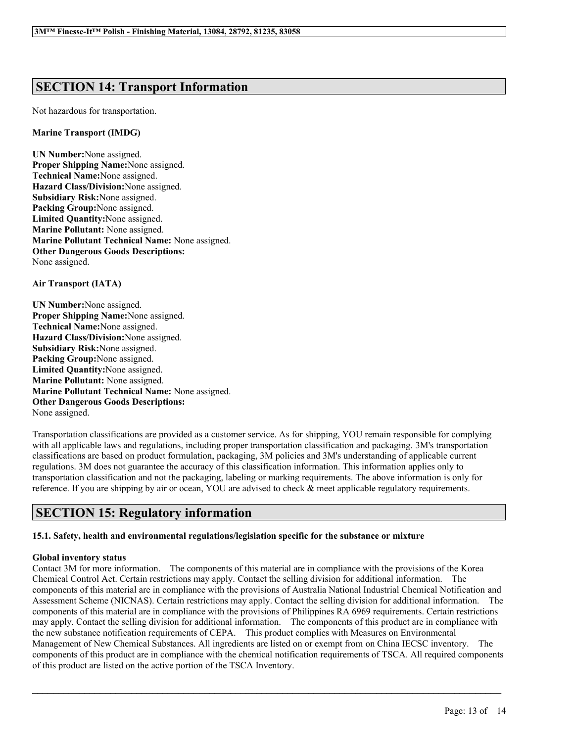## SECTION 14: Transport Information

Not hazardous for transportation.

**Marine Transport (IMDG)**

**UN Number:**None assigned.
**Proper Shipping Name:**None assigned.
**Technical Name:**None assigned.
**Hazard Class/Division:**None assigned.
**Subsidiary Risk:**None assigned.
**Packing Group:**None assigned.
**Limited Quantity:**None assigned.
**Marine Pollutant:** None assigned.
**Marine Pollutant Technical Name:** None assigned.
**Other Dangerous Goods Descriptions:**
None assigned.

**Air Transport (IATA)**

**UN Number:**None assigned.
**Proper Shipping Name:**None assigned.
**Technical Name:**None assigned.
**Hazard Class/Division:**None assigned.
**Subsidiary Risk:**None assigned.
**Packing Group:**None assigned.
**Limited Quantity:**None assigned.
**Marine Pollutant:** None assigned.
**Marine Pollutant Technical Name:** None assigned.
**Other Dangerous Goods Descriptions:**
None assigned.

Transportation classifications are provided as a customer service. As for shipping, YOU remain responsible for complying with all applicable laws and regulations, including proper transportation classification and packaging. 3M's transportation classifications are based on product formulation, packaging, 3M policies and 3M's understanding of applicable current regulations. 3M does not guarantee the accuracy of this classification information. This information applies only to transportation classification and not the packaging, labeling or marking requirements. The above information is only for reference. If you are shipping by air or ocean, YOU are advised to check & meet applicable regulatory requirements.

## SECTION 15: Regulatory information

### 15.1. Safety, health and environmental regulations/legislation specific for the substance or mixture

**Global inventory status**

Contact 3M for more information. The components of this material are in compliance with the provisions of the Korea Chemical Control Act. Certain restrictions may apply. Contact the selling division for additional information. The components of this material are in compliance with the provisions of Australia National Industrial Chemical Notification and Assessment Scheme (NICNAS). Certain restrictions may apply. Contact the selling division for additional information. The components of this material are in compliance with the provisions of Philippines RA 6969 requirements. Certain restrictions may apply. Contact the selling division for additional information. The components of this product are in compliance with the new substance notification requirements of CEPA. This product complies with Measures on Environmental Management of New Chemical Substances. All ingredients are listed on or exempt from on China IECSC inventory. The components of this product are in compliance with the chemical notification requirements of TSCA. All required components of this product are listed on the active portion of the TSCA Inventory.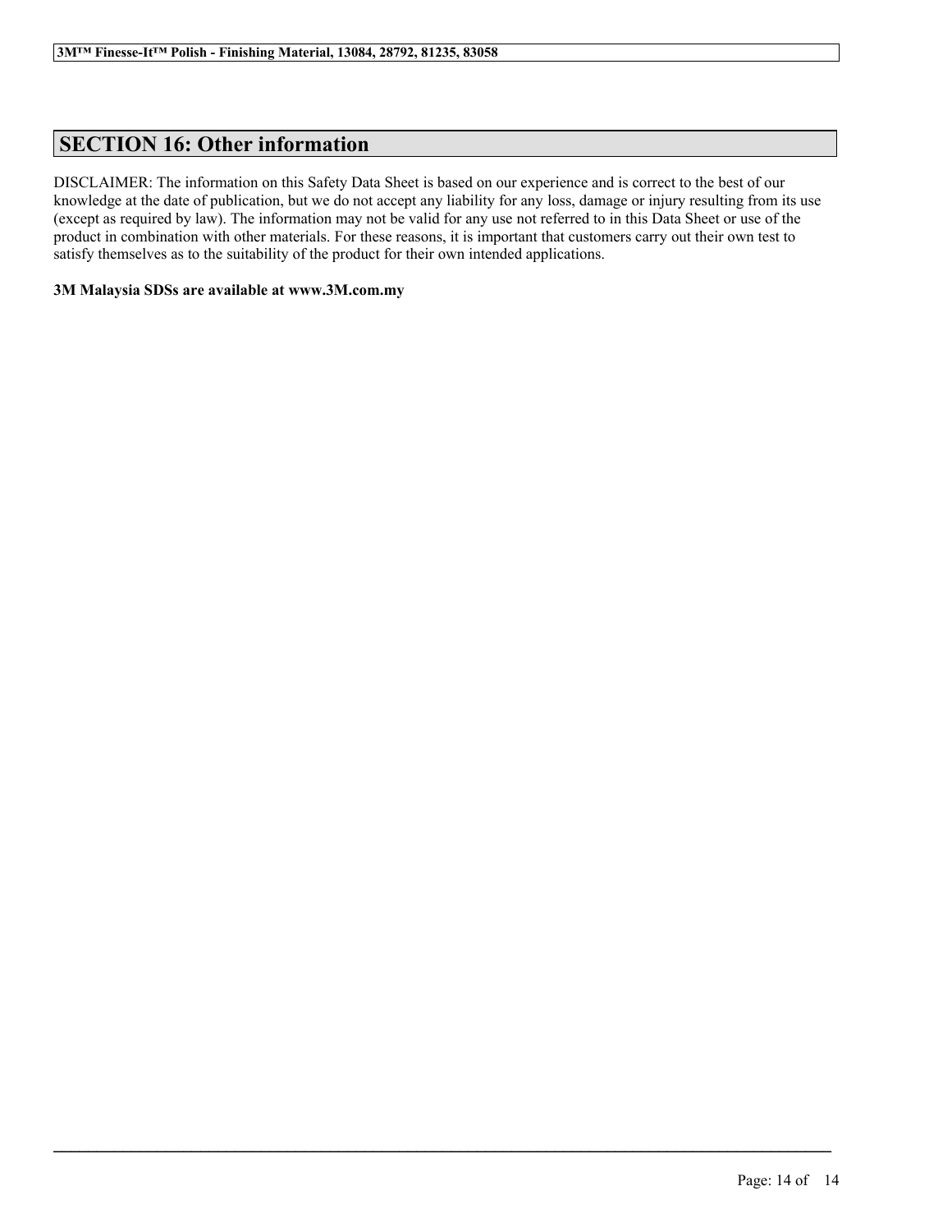## SECTION 16: Other information

DISCLAIMER: The information on this Safety Data Sheet is based on our experience and is correct to the best of our knowledge at the date of publication, but we do not accept any liability for any loss, damage or injury resulting from its use (except as required by law). The information may not be valid for any use not referred to in this Data Sheet or use of the product in combination with other materials. For these reasons, it is important that customers carry out their own test to satisfy themselves as to the suitability of the product for their own intended applications.

**3M Malaysia SDSs are available at www.3M.com.my**